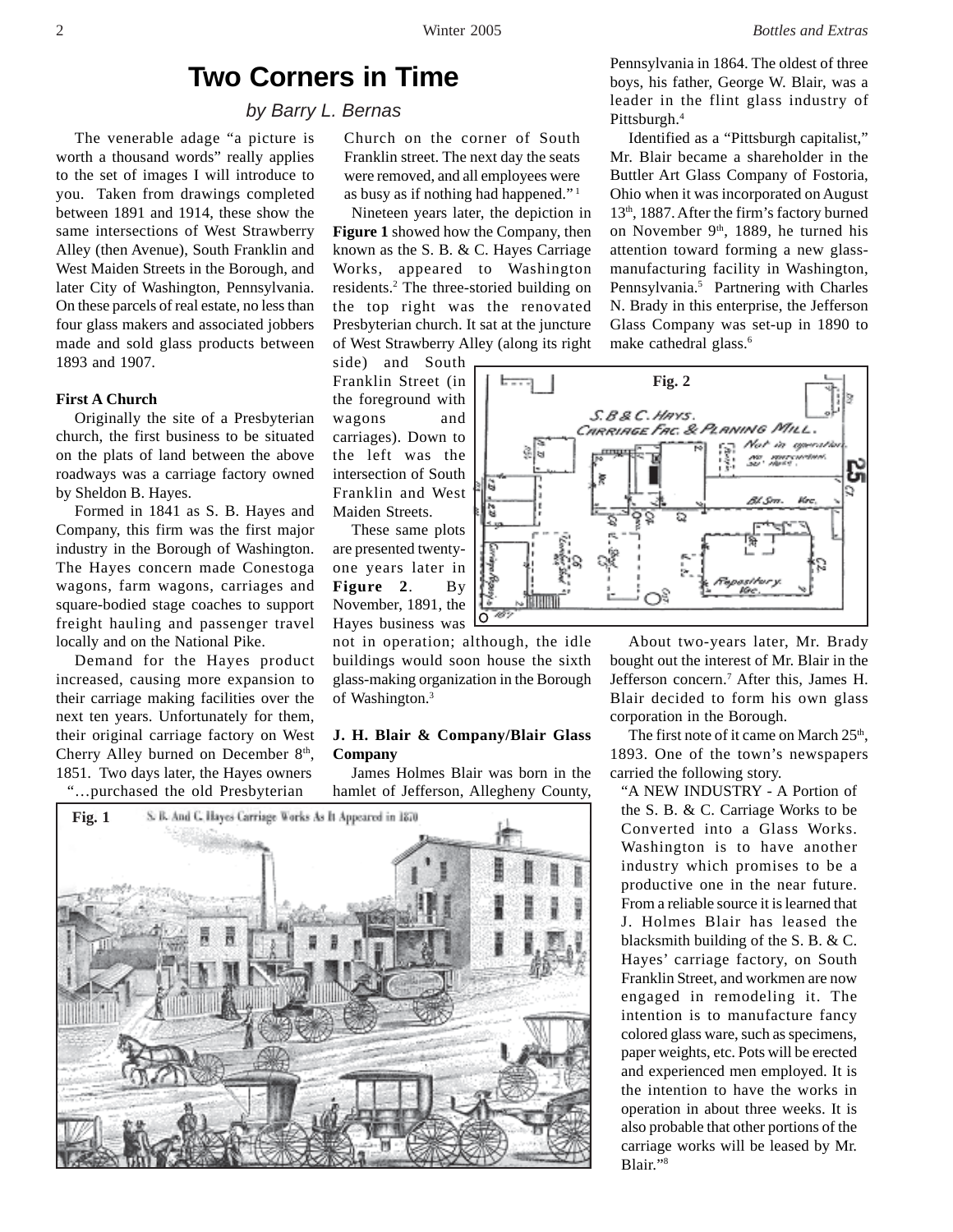# Two Corners in Time

*by Barry L. Bernas*

The venerable adage "a picture is worth a thousand words" really applies to the set of images I will introduce to you. Taken from drawings completed between 1891 and 1914, these show the same intersections of West Strawberry Alley (then Avenue), South Franklin and West Maiden Streets in the Borough, and later City of Washington, Pennsylvania. On these parcels of real estate, no less than four glass makers and associated jobbers made and sold glass products between 1893 and 1907.

**First A Church**

Originally the site of a Presbyterian church, the first business to be situated on the plats of land between the above roadways was a carriage factory owned by Sheldon B. Hayes.

Formed in 1841 as S. B. Hayes and Company, this firm was the first major industry in the Borough of Washington. The Hayes concern made Conestoga wagons, farm wagons, carriages and square-bodied stage coaches to support freight hauling and passenger travel locally and on the National Pike.

Demand for the Hayes product increased, causing more expansion to their carriage making facilities over the next ten years. Unfortunately for them, their original carriage factory on West Cherry Alley burned on December 8th, 1851. Two days later, the Hayes owners

> "…purchased the old Presbyterian Church on the corner of South Franklin street. The next day the seats were removed, and all employees were as busy as if nothing had happened." [1]

Nineteen years later, the depiction in **Figure 1** showed how the Company, then known as the S. B. & C. Hayes Carriage Works, appeared to Washington residents.[2] The three-storied building on the top right was the renovated Presbyterian church. It sat at the juncture of West Strawberry Alley (along its right side) and South Franklin Street (in the foreground with wagons and carriages). Down to the left was the intersection of South Franklin and West Maiden Streets.

These same plots are presented twenty-one years later in **Figure 2**. By November, 1891, the Hayes business was not in operation; although, the idle buildings would soon house the sixth glass-making organization in the Borough of Washington.[3]

Fig. 2

**J. H. Blair & Company/Blair Glass Company**

James Holmes Blair was born in the hamlet of Jefferson, Allegheny County, Pennsylvania in 1864. The oldest of three boys, his father, George W. Blair, was a leader in the flint glass industry of Pittsburgh.[4]

Identified as a "Pittsburgh capitalist," Mr. Blair became a shareholder in the Buttler Art Glass Company of Fostoria, Ohio when it was incorporated on August 13th, 1887. After the firm's factory burned on November 9th, 1889, he turned his attention toward forming a new glass-manufacturing facility in Washington, Pennsylvania.[5] Partnering with Charles N. Brady in this enterprise, the Jefferson Glass Company was set-up in 1890 to make cathedral glass.[6]

About two-years later, Mr. Brady bought out the interest of Mr. Blair in the Jefferson concern.[7] After this, James H. Blair decided to form his own glass corporation in the Borough.

The first note of it came on March 25th, 1893. One of the town's newspapers carried the following story.

> "A NEW INDUSTRY - A Portion of the S. B. & C. Carriage Works to be Converted into a Glass Works. Washington is to have another industry which promises to be a productive one in the near future. From a reliable source it is learned that J. Holmes Blair has leased the blacksmith building of the S. B. & C. Hayes' carriage factory, on South Franklin Street, and workmen are now engaged in remodeling it. The intention is to manufacture fancy colored glass ware, such as specimens, paper weights, etc. Pots will be erected and experienced men employed. It is the intention to have the works in operation in about three weeks. It is also probable that other portions of the carriage works will be leased by Mr. Blair."[8]

Fig. 1 S. B. And C. Hayes Carriage Works As It Appeared in 1870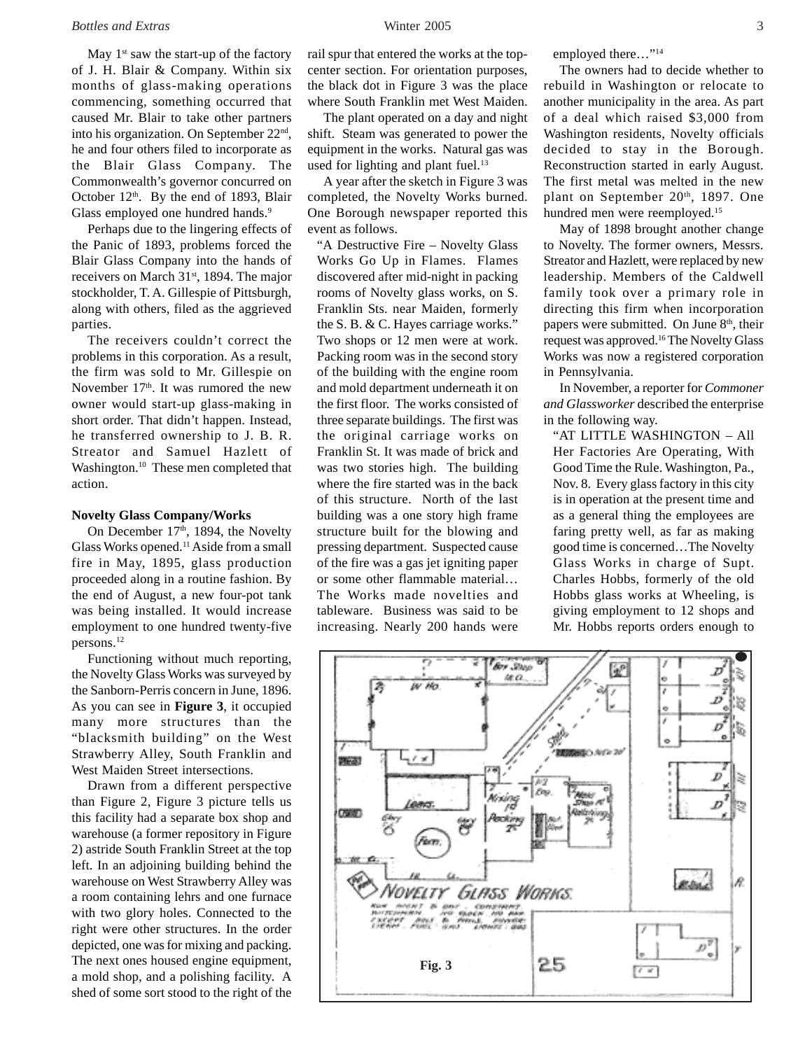May 1st saw the start-up of the factory of J. H. Blair & Company. Within six months of glass-making operations commencing, something occurred that caused Mr. Blair to take other partners into his organization. On September 22nd, he and four others filed to incorporate as the Blair Glass Company. The Commonwealth's governor concurred on October 12th. By the end of 1893, Blair Glass employed one hundred hands.[9]

Perhaps due to the lingering effects of the Panic of 1893, problems forced the Blair Glass Company into the hands of receivers on March 31st, 1894. The major stockholder, T. A. Gillespie of Pittsburgh, along with others, filed as the aggrieved parties.

The receivers couldn't correct the problems in this corporation. As a result, the firm was sold to Mr. Gillespie on November 17th. It was rumored the new owner would start-up glass-making in short order. That didn't happen. Instead, he transferred ownership to J. B. R. Streator and Samuel Hazlett of Washington.[10] These men completed that action.

**Novelty Glass Company/Works**

On December 17th, 1894, the Novelty Glass Works opened.[11] Aside from a small fire in May, 1895, glass production proceeded along in a routine fashion. By the end of August, a new four-pot tank was being installed. It would increase employment to one hundred twenty-five persons.[12]

Functioning without much reporting, the Novelty Glass Works was surveyed by the Sanborn-Perris concern in June, 1896. As you can see in **Figure 3**, it occupied many more structures than the "blacksmith building" on the West Strawberry Alley, South Franklin and West Maiden Street intersections.

Drawn from a different perspective than Figure 2, Figure 3 picture tells us this facility had a separate box shop and warehouse (a former repository in Figure 2) astride South Franklin Street at the top left. In an adjoining building behind the warehouse on West Strawberry Alley was a room containing lehrs and one furnace with two glory holes. Connected to the right were other structures. In the order depicted, one was for mixing and packing. The next ones housed engine equipment, a mold shop, and a polishing facility. A shed of some sort stood to the right of the rail spur that entered the works at the top-center section. For orientation purposes, the black dot in Figure 3 was the place where South Franklin met West Maiden.

The plant operated on a day and night shift. Steam was generated to power the equipment in the works. Natural gas was used for lighting and plant fuel.[13]

A year after the sketch in Figure 3 was completed, the Novelty Works burned. One Borough newspaper reported this event as follows.

> "A Destructive Fire – Novelty Glass Works Go Up in Flames. Flames discovered after mid-night in packing rooms of Novelty glass works, on S. Franklin Sts. near Maiden, formerly the S. B. & C. Hayes carriage works." Two shops or 12 men were at work. Packing room was in the second story of the building with the engine room and mold department underneath it on the first floor. The works consisted of three separate buildings. The first was the original carriage works on Franklin St. It was made of brick and was two stories high. The building where the fire started was in the back of this structure. North of the last building was a one story high frame structure built for the blowing and pressing department. Suspected cause of the fire was a gas jet igniting paper or some other flammable material… The Works made novelties and tableware. Business was said to be increasing. Nearly 200 hands were employed there…"[14]

The owners had to decide whether to rebuild in Washington or relocate to another municipality in the area. As part of a deal which raised $3,000 from Washington residents, Novelty officials decided to stay in the Borough. Reconstruction started in early August. The first metal was melted in the new plant on September 20th, 1897. One hundred men were reemployed.[15]

May of 1898 brought another change to Novelty. The former owners, Messrs. Streator and Hazlett, were replaced by new leadership. Members of the Caldwell family took over a primary role in directing this firm when incorporation papers were submitted. On June 8th, their request was approved.[16] The Novelty Glass Works was now a registered corporation in Pennsylvania.

In November, a reporter for *Commoner and Glassworker* described the enterprise in the following way.

> "AT LITTLE WASHINGTON – All Her Factories Are Operating, With Good Time the Rule. Washington, Pa., Nov. 8. Every glass factory in this city is in operation at the present time and as a general thing the employees are faring pretty well, as far as making good time is concerned…The Novelty Glass Works in charge of Supt. Charles Hobbs, formerly of the old Hobbs glass works at Wheeling, is giving employment to 12 shops and Mr. Hobbs reports orders enough to

**Fig. 3**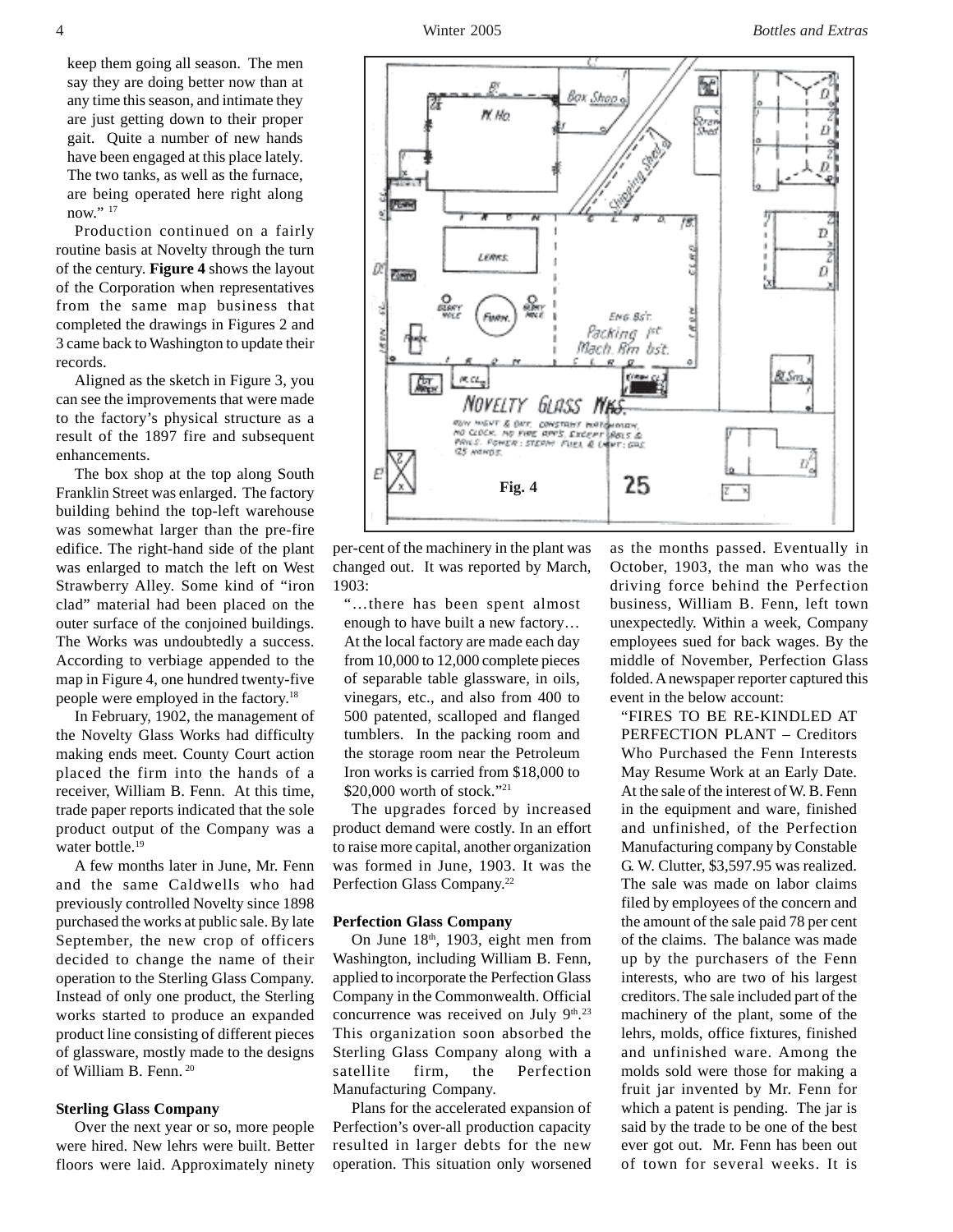keep them going all season. The men say they are doing better now than at any time this season, and intimate they are just getting down to their proper gait. Quite a number of new hands have been engaged at this place lately. The two tanks, as well as the furnace, are being operated here right along now." [17]

Production continued on a fairly routine basis at Novelty through the turn of the century. **Figure 4** shows the layout of the Corporation when representatives from the same map business that completed the drawings in Figures 2 and 3 came back to Washington to update their records.

Aligned as the sketch in Figure 3, you can see the improvements that were made to the factory's physical structure as a result of the 1897 fire and subsequent enhancements.

The box shop at the top along South Franklin Street was enlarged. The factory building behind the top-left warehouse was somewhat larger than the pre-fire edifice. The right-hand side of the plant was enlarged to match the left on West Strawberry Alley. Some kind of "iron clad" material had been placed on the outer surface of the conjoined buildings. The Works was undoubtedly a success. According to verbiage appended to the map in Figure 4, one hundred twenty-five people were employed in the factory.[18]

In February, 1902, the management of the Novelty Glass Works had difficulty making ends meet. County Court action placed the firm into the hands of a receiver, William B. Fenn. At this time, trade paper reports indicated that the sole product output of the Company was a water bottle.[19]

A few months later in June, Mr. Fenn and the same Caldwells who had previously controlled Novelty since 1898 purchased the works at public sale. By late September, the new crop of officers decided to change the name of their operation to the Sterling Glass Company. Instead of only one product, the Sterling works started to produce an expanded product line consisting of different pieces of glassware, mostly made to the designs of William B. Fenn. [20]

**Sterling Glass Company**

Over the next year or so, more people were hired. New lehrs were built. Better floors were laid. Approximately ninety per-cent of the machinery in the plant was changed out. It was reported by March, 1903:

"…there has been spent almost enough to have built a new factory… At the local factory are made each day from 10,000 to 12,000 complete pieces of separable table glassware, in oils, vinegars, etc., and also from 400 to 500 patented, scalloped and flanged tumblers. In the packing room and the storage room near the Petroleum Iron works is carried from $18,000 to $20,000 worth of stock."[21]

The upgrades forced by increased product demand were costly. In an effort to raise more capital, another organization was formed in June, 1903. It was the Perfection Glass Company.[22]

Fig. 4

**Perfection Glass Company**

On June 18th, 1903, eight men from Washington, including William B. Fenn, applied to incorporate the Perfection Glass Company in the Commonwealth. Official concurrence was received on July 9th.[23] This organization soon absorbed the Sterling Glass Company along with a satellite firm, the Perfection Manufacturing Company.

Plans for the accelerated expansion of Perfection's over-all production capacity resulted in larger debts for the new operation. This situation only worsened as the months passed. Eventually in October, 1903, the man who was the driving force behind the Perfection business, William B. Fenn, left town unexpectedly. Within a week, Company employees sued for back wages. By the middle of November, Perfection Glass folded. A newspaper reporter captured this event in the below account:

"FIRES TO BE RE-KINDLED AT PERFECTION PLANT – Creditors Who Purchased the Fenn Interests May Resume Work at an Early Date. At the sale of the interest of W. B. Fenn in the equipment and ware, finished and unfinished, of the Perfection Manufacturing company by Constable G. W. Clutter, $3,597.95 was realized. The sale was made on labor claims filed by employees of the concern and the amount of the sale paid 78 per cent of the claims. The balance was made up by the purchasers of the Fenn interests, who are two of his largest creditors. The sale included part of the machinery of the plant, some of the lehrs, molds, office fixtures, finished and unfinished ware. Among the molds sold were those for making a fruit jar invented by Mr. Fenn for which a patent is pending. The jar is said by the trade to be one of the best ever got out. Mr. Fenn has been out of town for several weeks. It is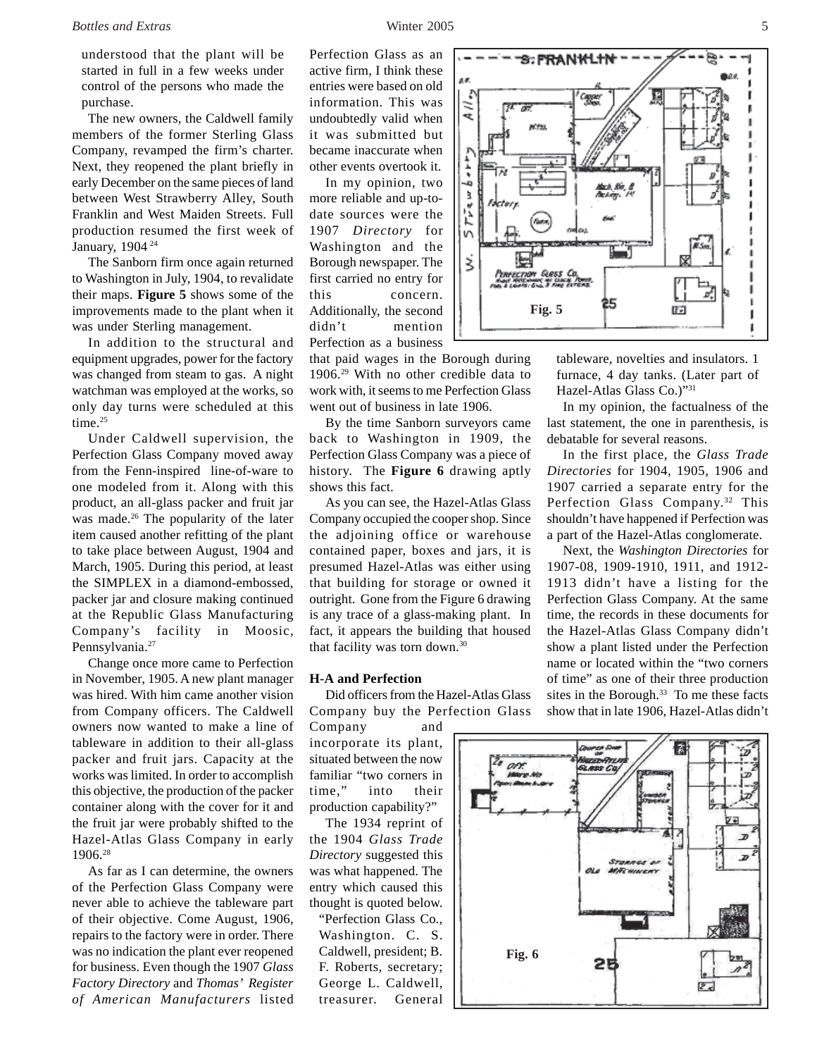understood that the plant will be started in full in a few weeks under control of the persons who made the purchase.

The new owners, the Caldwell family members of the former Sterling Glass Company, revamped the firm's charter. Next, they reopened the plant briefly in early December on the same pieces of land between West Strawberry Alley, South Franklin and West Maiden Streets. Full production resumed the first week of January, 1904 [24]

The Sanborn firm once again returned to Washington in July, 1904, to revalidate their maps. **Figure 5** shows some of the improvements made to the plant when it was under Sterling management.

In addition to the structural and equipment upgrades, power for the factory was changed from steam to gas. A night watchman was employed at the works, so only day turns were scheduled at this time.[25]

Under Caldwell supervision, the Perfection Glass Company moved away from the Fenn-inspired line-of-ware to one modeled from it. Along with this product, an all-glass packer and fruit jar was made.[26] The popularity of the later item caused another refitting of the plant to take place between August, 1904 and March, 1905. During this period, at least the SIMPLEX in a diamond-embossed, packer jar and closure making continued at the Republic Glass Manufacturing Company's facility in Moosic, Pennsylvania.[27]

Change once more came to Perfection in November, 1905. A new plant manager was hired. With him came another vision from Company officers. The Caldwell owners now wanted to make a line of tableware in addition to their all-glass packer and fruit jars. Capacity at the works was limited. In order to accomplish this objective, the production of the packer container along with the cover for it and the fruit jar were probably shifted to the Hazel-Atlas Glass Company in early 1906.[28]

As far as I can determine, the owners of the Perfection Glass Company were never able to achieve the tableware part of their objective. Come August, 1906, repairs to the factory were in order. There was no indication the plant ever reopened for business. Even though the 1907 *Glass Factory Directory* and *Thomas' Register of American Manufacturers* listed Perfection Glass as an active firm, I think these entries were based on old information. This was undoubtedly valid when it was submitted but became inaccurate when other events overtook it.

In my opinion, two more reliable and up-to-date sources were the 1907 *Directory* for Washington and the Borough newspaper. The first carried no entry for this concern. Additionally, the second didn't mention Perfection as a business that paid wages in the Borough during 1906.[29] With no other credible data to work with, it seems to me Perfection Glass went out of business in late 1906.

By the time Sanborn surveyors came back to Washington in 1909, the Perfection Glass Company was a piece of history. The **Figure 6** drawing aptly shows this fact.

As you can see, the Hazel-Atlas Glass Company occupied the cooper shop. Since the adjoining office or warehouse contained paper, boxes and jars, it is presumed Hazel-Atlas was either using that building for storage or owned it outright. Gone from the Figure 6 drawing is any trace of a glass-making plant. In fact, it appears the building that housed that facility was torn down.[30]

Fig. 5

**H-A and Perfection**

Did officers from the Hazel-Atlas Glass Company buy the Perfection Glass Company and incorporate its plant, situated between the now familiar "two corners in time," into their production capability?"

The 1934 reprint of the 1904 *Glass Trade Directory* suggested this was what happened. The entry which caused this thought is quoted below.

"Perfection Glass Co., Washington. C. S. Caldwell, president; B. F. Roberts, secretary; George L. Caldwell, treasurer. General tableware, novelties and insulators. 1 furnace, 4 day tanks. (Later part of Hazel-Atlas Glass Co.)"[31]

In my opinion, the factualness of the last statement, the one in parenthesis, is debatable for several reasons.

In the first place, the *Glass Trade Directories* for 1904, 1905, 1906 and 1907 carried a separate entry for the Perfection Glass Company.[32] This shouldn't have happened if Perfection was a part of the Hazel-Atlas conglomerate.

Next, the *Washington Directories* for 1907-08, 1909-1910, 1911, and 1912-1913 didn't have a listing for the Perfection Glass Company. At the same time, the records in these documents for the Hazel-Atlas Glass Company didn't show a plant listed under the Perfection name or located within the "two corners of time" as one of their three production sites in the Borough.[33] To me these facts show that in late 1906, Hazel-Atlas didn't

Fig. 6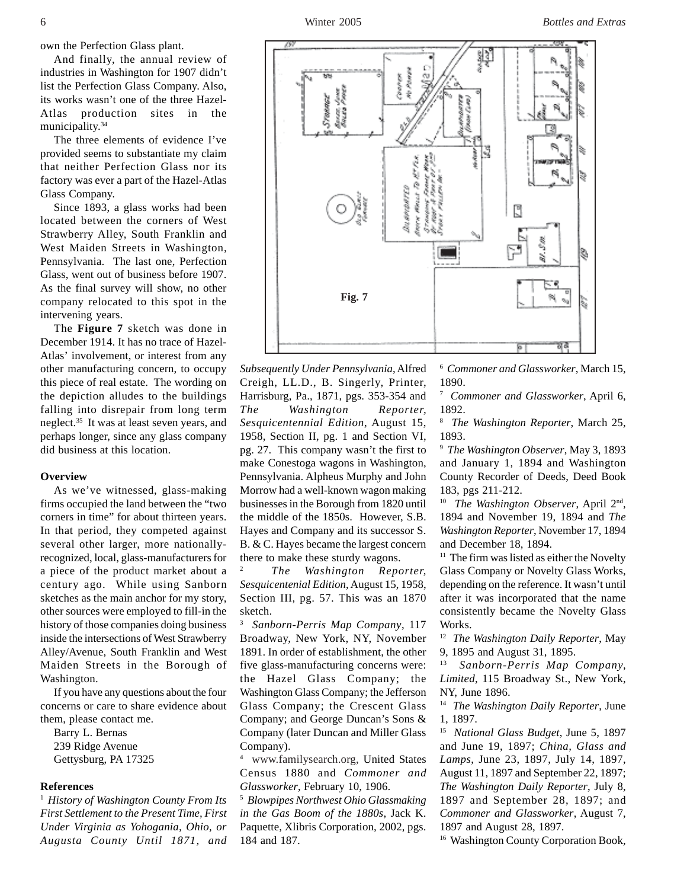own the Perfection Glass plant.

And finally, the annual review of industries in Washington for 1907 didn't list the Perfection Glass Company. Also, its works wasn't one of the three Hazel-Atlas production sites in the municipality.[34]

The three elements of evidence I've provided seems to substantiate my claim that neither Perfection Glass nor its factory was ever a part of the Hazel-Atlas Glass Company.

Since 1893, a glass works had been located between the corners of West Strawberry Alley, South Franklin and West Maiden Streets in Washington, Pennsylvania. The last one, Perfection Glass, went out of business before 1907. As the final survey will show, no other company relocated to this spot in the intervening years.

The **Figure 7** sketch was done in December 1914. It has no trace of Hazel-Atlas' involvement, or interest from any other manufacturing concern, to occupy this piece of real estate. The wording on the depiction alludes to the buildings falling into disrepair from long term neglect.[35] It was at least seven years, and perhaps longer, since any glass company did business at this location.

Fig. 7

**Overview**

As we've witnessed, glass-making firms occupied the land between the "two corners in time" for about thirteen years. In that period, they competed against several other larger, more nationally-recognized, local, glass-manufacturers for a piece of the product market about a century ago. While using Sanborn sketches as the main anchor for my story, other sources were employed to fill-in the history of those companies doing business inside the intersections of West Strawberry Alley/Avenue, South Franklin and West Maiden Streets in the Borough of Washington.

If you have any questions about the four concerns or care to share evidence about them, please contact me.

Barry L. Bernas
239 Ridge Avenue
Gettysburg, PA 17325

**References**

[1] *History of Washington County From Its First Settlement to the Present Time, First Under Virginia as Yohogania, Ohio, or Augusta County Until 1871, and Subsequently Under Pennsylvania*, Alfred Creigh, LL.D., B. Singerly, Printer, Harrisburg, Pa., 1871, pgs. 353-354 and *The Washington Reporter, Sesquicentennial Edition*, August 15, 1958, Section II, pg. 1 and Section VI, pg. 27. This company wasn't the first to make Conestoga wagons in Washington, Pennsylvania. Alpheus Murphy and John Morrow had a well-known wagon making businesses in the Borough from 1820 until the middle of the 1850s. However, S.B. Hayes and Company and its successor S. B. & C. Hayes became the largest concern there to make these sturdy wagons.

[2] *The Washington Reporter, Sesquicentennial Edition*, August 15, 1958, Section III, pg. 57. This was an 1870 sketch.

[3] *Sanborn-Perris Map Company*, 117 Broadway, New York, NY, November 1891. In order of establishment, the other five glass-manufacturing concerns were: the Hazel Glass Company; the Washington Glass Company; the Jefferson Glass Company; the Crescent Glass Company; and George Duncan's Sons & Company (later Duncan and Miller Glass Company).

[4] www.familysearch.org, United States Census 1880 and *Commoner and Glassworker*, February 10, 1906.

[5] *Blowpipes Northwest Ohio Glassmaking in the Gas Boom of the 1880s*, Jack K. Paquette, Xlibris Corporation, 2002, pgs. 184 and 187.

[6] *Commoner and Glassworker*, March 15, 1890.

[7] *Commoner and Glassworker*, April 6, 1892.

[8] *The Washington Reporter*, March 25, 1893.

[9] *The Washington Observer*, May 3, 1893 and January 1, 1894 and Washington County Recorder of Deeds, Deed Book 183, pgs 211-212.

[10] *The Washington Observer*, April 2nd, 1894 and November 19, 1894 and *The Washington Reporter*, November 17, 1894 and December 18, 1894.

[11] The firm was listed as either the Novelty Glass Company or Novelty Glass Works, depending on the reference. It wasn't until after it was incorporated that the name consistently became the Novelty Glass Works.

[12] *The Washington Daily Reporter*, May 9, 1895 and August 31, 1895.

[13] *Sanborn-Perris Map Company, Limited*, 115 Broadway St., New York, NY, June 1896.

[14] *The Washington Daily Reporter*, June 1, 1897.

[15] *National Glass Budget*, June 5, 1897 and June 19, 1897; *China, Glass and Lamps*, June 23, 1897, July 14, 1897, August 11, 1897 and September 22, 1897; *The Washington Daily Reporter*, July 8, 1897 and September 28, 1897; and *Commoner and Glassworker*, August 7, 1897 and August 28, 1897.

[16] Washington County Corporation Book,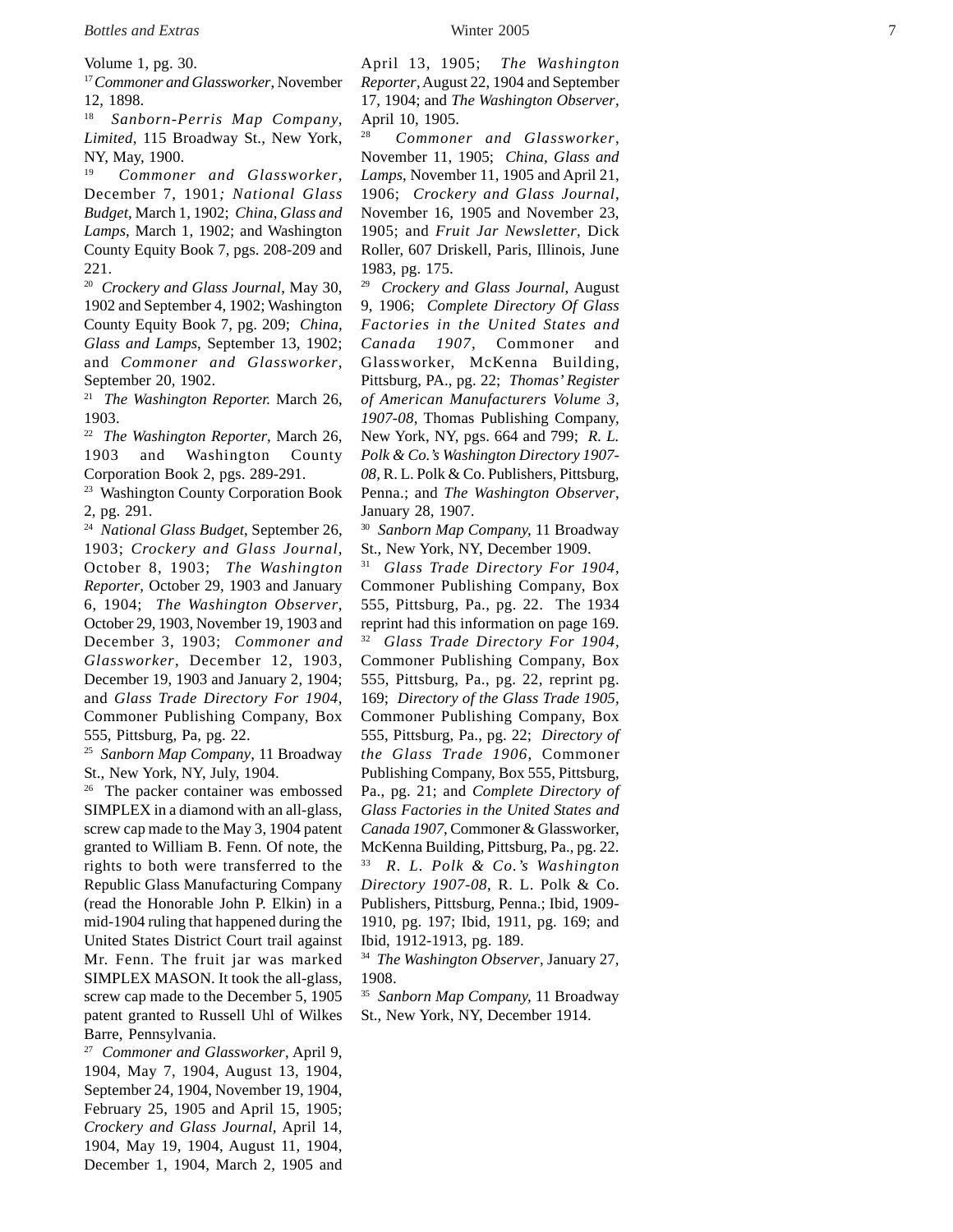Volume 1, pg. 30.

[17] *Commoner and Glassworker*, November 12, 1898.

[18] *Sanborn-Perris Map Company, Limited*, 115 Broadway St., New York, NY, May, 1900.

[19] *Commoner and Glassworker*, December 7, 1901*; National Glass Budget*, March 1, 1902; *China, Glass and Lamps*, March 1, 1902; and Washington County Equity Book 7, pgs. 208-209 and 221.

[20] *Crockery and Glass Journal*, May 30, 1902 and September 4, 1902; Washington County Equity Book 7, pg. 209; *China, Glass and Lamps*, September 13, 1902; and *Commoner and Glassworker*, September 20, 1902.

[21] *The Washington Reporter.* March 26, 1903.

[22] *The Washington Reporter*, March 26, 1903 and Washington County Corporation Book 2, pgs. 289-291.

[23] Washington County Corporation Book 2, pg. 291.

[24] *National Glass Budget*, September 26, 1903; *Crockery and Glass Journal*, October 8, 1903; *The Washington Reporter*, October 29, 1903 and January 6, 1904; *The Washington Observer*, October 29, 1903, November 19, 1903 and December 3, 1903; *Commoner and Glassworker*, December 12, 1903, December 19, 1903 and January 2, 1904; and *Glass Trade Directory For 1904*, Commoner Publishing Company, Box 555, Pittsburg, Pa, pg. 22.

[25] *Sanborn Map Company*, 11 Broadway St., New York, NY, July, 1904.

[26] The packer container was embossed SIMPLEX in a diamond with an all-glass, screw cap made to the May 3, 1904 patent granted to William B. Fenn. Of note, the rights to both were transferred to the Republic Glass Manufacturing Company (read the Honorable John P. Elkin) in a mid-1904 ruling that happened during the United States District Court trail against Mr. Fenn. The fruit jar was marked SIMPLEX MASON. It took the all-glass, screw cap made to the December 5, 1905 patent granted to Russell Uhl of Wilkes Barre, Pennsylvania.

[27] *Commoner and Glassworker*, April 9, 1904, May 7, 1904, August 13, 1904, September 24, 1904, November 19, 1904, February 25, 1905 and April 15, 1905; *Crockery and Glass Journal*, April 14, 1904, May 19, 1904, August 11, 1904, December 1, 1904, March 2, 1905 and April 13, 1905; *The Washington Reporter*, August 22, 1904 and September 17, 1904; and *The Washington Observer*, April 10, 1905.

[28] *Commoner and Glassworker*, November 11, 1905; *China, Glass and Lamps*, November 11, 1905 and April 21, 1906; *Crockery and Glass Journal*, November 16, 1905 and November 23, 1905; and *Fruit Jar Newsletter*, Dick Roller, 607 Driskell, Paris, Illinois, June 1983, pg. 175.

[29] *Crockery and Glass Journal*, August 9, 1906; *Complete Directory Of Glass Factories in the United States and Canada 1907*, Commoner and Glassworker, McKenna Building, Pittsburg, PA., pg. 22; *Thomas' Register of American Manufacturers Volume 3, 1907-08*, Thomas Publishing Company, New York, NY, pgs. 664 and 799; *R. L. Polk & Co.'s Washington Directory 1907-08*, R. L. Polk & Co. Publishers, Pittsburg, Penna.; and *The Washington Observer*, January 28, 1907.

[30] *Sanborn Map Company*, 11 Broadway St., New York, NY, December 1909.

[31] *Glass Trade Directory For 1904*, Commoner Publishing Company, Box 555, Pittsburg, Pa., pg. 22. The 1934 reprint had this information on page 169.

[32] *Glass Trade Directory For 1904*, Commoner Publishing Company, Box 555, Pittsburg, Pa., pg. 22, reprint pg. 169; *Directory of the Glass Trade 1905*, Commoner Publishing Company, Box 555, Pittsburg, Pa., pg. 22; *Directory of the Glass Trade 1906*, Commoner Publishing Company, Box 555, Pittsburg, Pa., pg. 21; and *Complete Directory of Glass Factories in the United States and Canada 1907*, Commoner & Glassworker, McKenna Building, Pittsburg, Pa., pg. 22.

[33] *R. L. Polk & Co.'s Washington Directory 1907-08*, R. L. Polk & Co. Publishers, Pittsburg, Penna.; Ibid, 1909-1910, pg. 197; Ibid, 1911, pg. 169; and Ibid, 1912-1913, pg. 189.

[34] *The Washington Observer*, January 27, 1908.

[35] *Sanborn Map Company*, 11 Broadway St., New York, NY, December 1914.